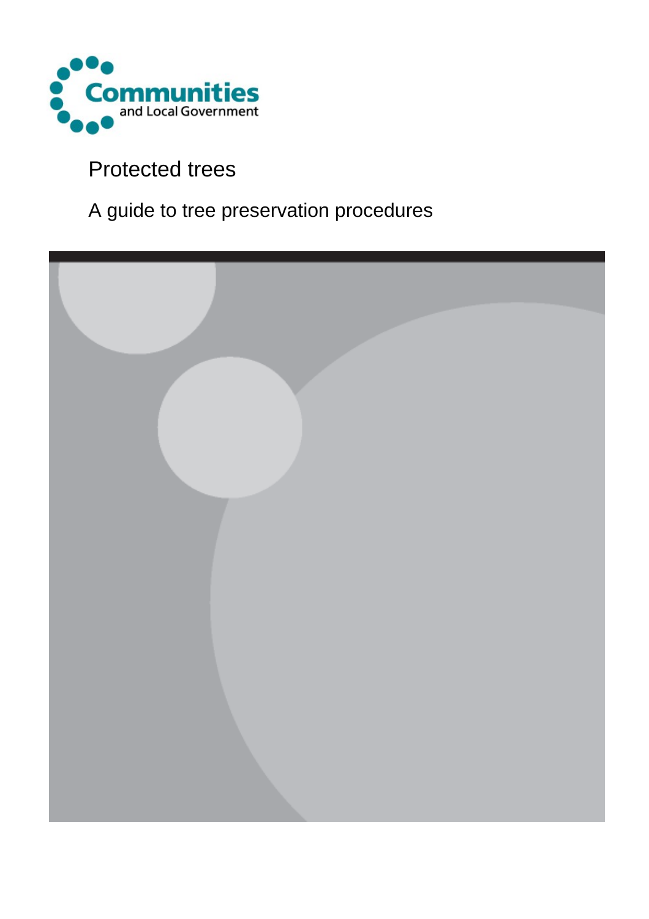Communities and Local Government

# Protected trees

## A guide to tree preservation procedures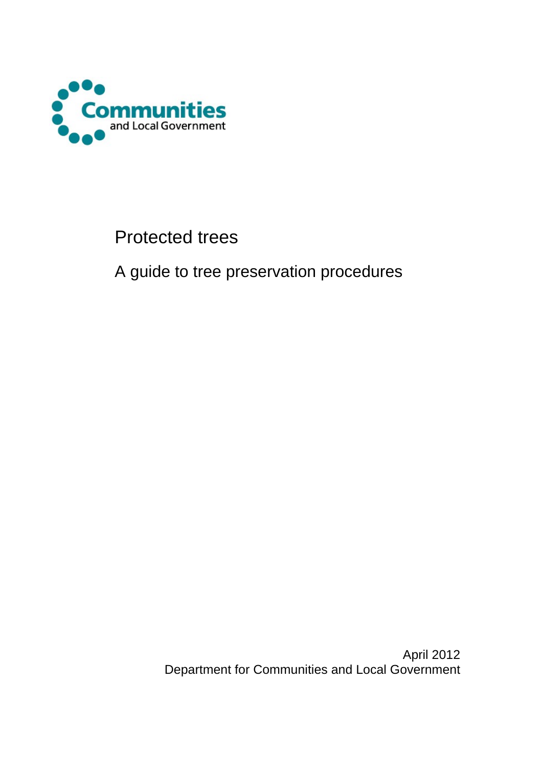Communities and Local Government

# Protected trees

## A guide to tree preservation procedures

April 2012
Department for Communities and Local Government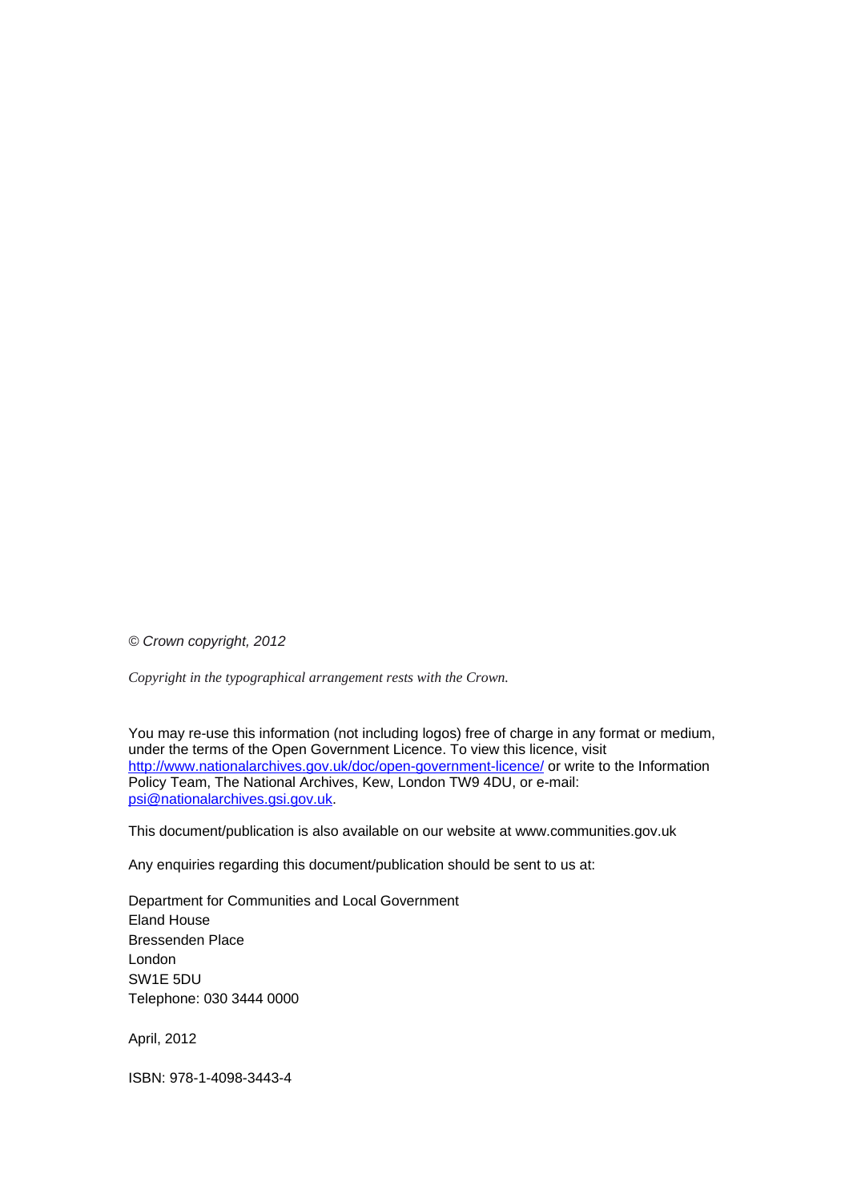*© Crown copyright, 2012*

*Copyright in the typographical arrangement rests with the Crown.*

You may re-use this information (not including logos) free of charge in any format or medium, under the terms of the Open Government Licence. To view this licence, visit http://www.nationalarchives.gov.uk/doc/open-government-licence/ or write to the Information Policy Team, The National Archives, Kew, London TW9 4DU, or e-mail: psi@nationalarchives.gsi.gov.uk.

This document/publication is also available on our website at www.communities.gov.uk

Any enquiries regarding this document/publication should be sent to us at:

Department for Communities and Local Government
Eland House
Bressenden Place
London
SW1E 5DU
Telephone: 030 3444 0000

April, 2012

ISBN: 978-1-4098-3443-4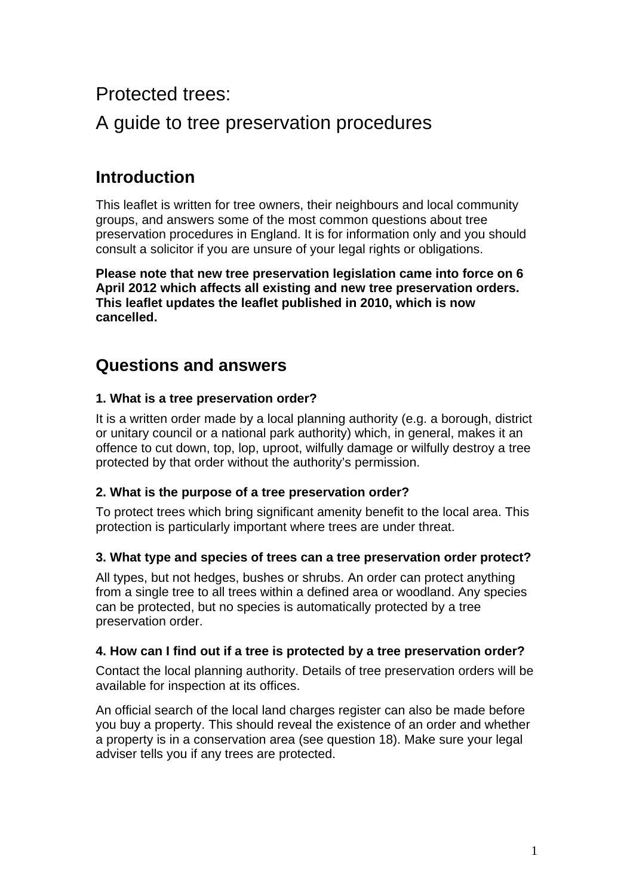# Protected trees:

# A guide to tree preservation procedures

## Introduction

This leaflet is written for tree owners, their neighbours and local community groups, and answers some of the most common questions about tree preservation procedures in England. It is for information only and you should consult a solicitor if you are unsure of your legal rights or obligations.

**Please note that new tree preservation legislation came into force on 6 April 2012 which affects all existing and new tree preservation orders. This leaflet updates the leaflet published in 2010, which is now cancelled.**

## Questions and answers

### 1. What is a tree preservation order?

It is a written order made by a local planning authority (e.g. a borough, district or unitary council or a national park authority) which, in general, makes it an offence to cut down, top, lop, uproot, wilfully damage or wilfully destroy a tree protected by that order without the authority's permission.

### 2. What is the purpose of a tree preservation order?

To protect trees which bring significant amenity benefit to the local area. This protection is particularly important where trees are under threat.

### 3. What type and species of trees can a tree preservation order protect?

All types, but not hedges, bushes or shrubs. An order can protect anything from a single tree to all trees within a defined area or woodland. Any species can be protected, but no species is automatically protected by a tree preservation order.

### 4. How can I find out if a tree is protected by a tree preservation order?

Contact the local planning authority. Details of tree preservation orders will be available for inspection at its offices.

An official search of the local land charges register can also be made before you buy a property. This should reveal the existence of an order and whether a property is in a conservation area (see question 18). Make sure your legal adviser tells you if any trees are protected.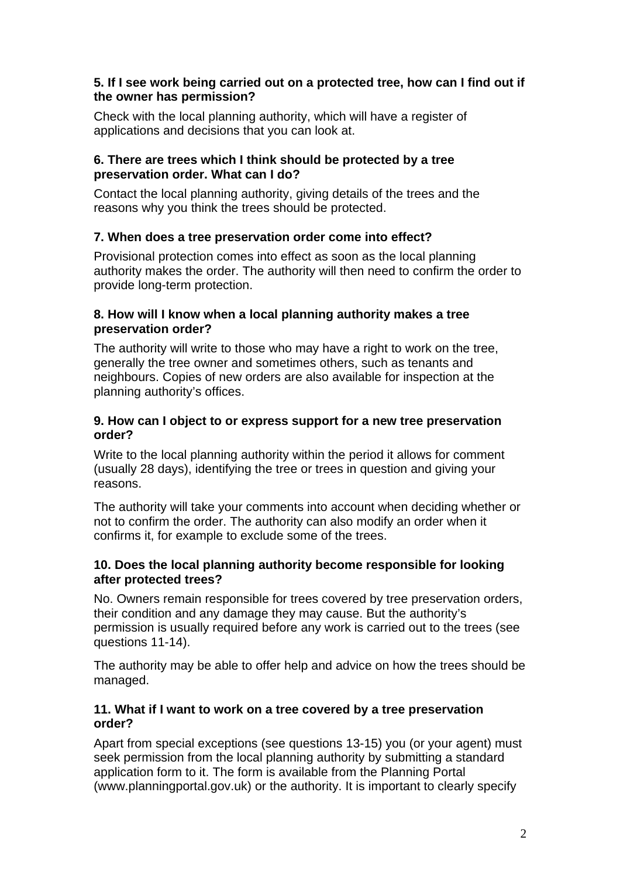**5. If I see work being carried out on a protected tree, how can I find out if the owner has permission?**

Check with the local planning authority, which will have a register of applications and decisions that you can look at.

**6. There are trees which I think should be protected by a tree preservation order. What can I do?**

Contact the local planning authority, giving details of the trees and the reasons why you think the trees should be protected.

**7. When does a tree preservation order come into effect?**

Provisional protection comes into effect as soon as the local planning authority makes the order. The authority will then need to confirm the order to provide long-term protection.

**8. How will I know when a local planning authority makes a tree preservation order?**

The authority will write to those who may have a right to work on the tree, generally the tree owner and sometimes others, such as tenants and neighbours. Copies of new orders are also available for inspection at the planning authority's offices.

**9. How can I object to or express support for a new tree preservation order?**

Write to the local planning authority within the period it allows for comment (usually 28 days), identifying the tree or trees in question and giving your reasons.

The authority will take your comments into account when deciding whether or not to confirm the order. The authority can also modify an order when it confirms it, for example to exclude some of the trees.

**10. Does the local planning authority become responsible for looking after protected trees?**

No. Owners remain responsible for trees covered by tree preservation orders, their condition and any damage they may cause. But the authority's permission is usually required before any work is carried out to the trees (see questions 11-14).

The authority may be able to offer help and advice on how the trees should be managed.

**11. What if I want to work on a tree covered by a tree preservation order?**

Apart from special exceptions (see questions 13-15) you (or your agent) must seek permission from the local planning authority by submitting a standard application form to it. The form is available from the Planning Portal (www.planningportal.gov.uk) or the authority. It is important to clearly specify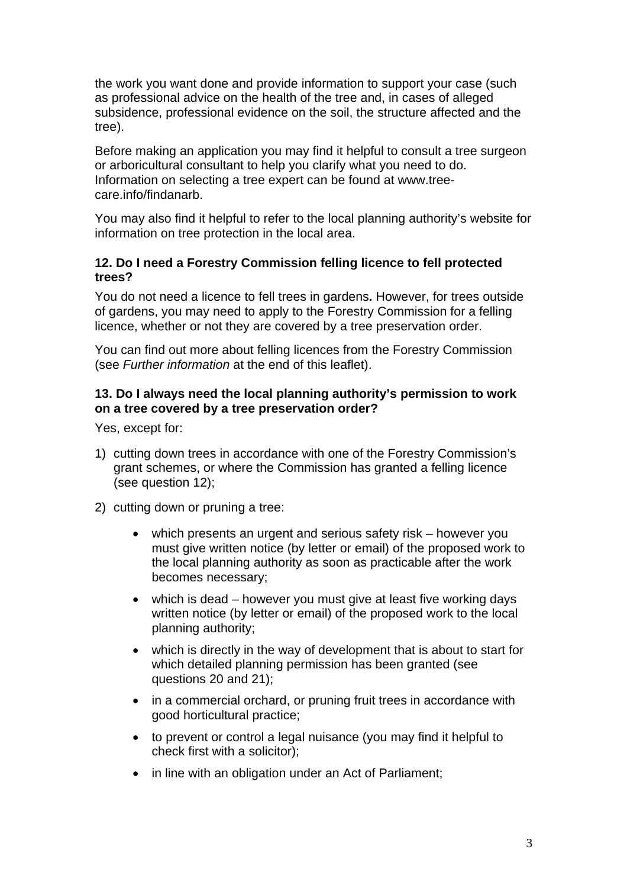the work you want done and provide information to support your case (such as professional advice on the health of the tree and, in cases of alleged subsidence, professional evidence on the soil, the structure affected and the tree).

Before making an application you may find it helpful to consult a tree surgeon or arboricultural consultant to help you clarify what you need to do. Information on selecting a tree expert can be found at www.tree-care.info/findanarb.

You may also find it helpful to refer to the local planning authority's website for information on tree protection in the local area.

**12. Do I need a Forestry Commission felling licence to fell protected trees?**

You do not need a licence to fell trees in gardens**.** However, for trees outside of gardens, you may need to apply to the Forestry Commission for a felling licence, whether or not they are covered by a tree preservation order.

You can find out more about felling licences from the Forestry Commission (see *Further information* at the end of this leaflet).

**13. Do I always need the local planning authority's permission to work on a tree covered by a tree preservation order?**

Yes, except for:

1) cutting down trees in accordance with one of the Forestry Commission's grant schemes, or where the Commission has granted a felling licence (see question 12);

2) cutting down or pruning a tree:

   - which presents an urgent and serious safety risk – however you must give written notice (by letter or email) of the proposed work to the local planning authority as soon as practicable after the work becomes necessary;
   - which is dead – however you must give at least five working days written notice (by letter or email) of the proposed work to the local planning authority;
   - which is directly in the way of development that is about to start for which detailed planning permission has been granted (see questions 20 and 21);
   - in a commercial orchard, or pruning fruit trees in accordance with good horticultural practice;
   - to prevent or control a legal nuisance (you may find it helpful to check first with a solicitor);
   - in line with an obligation under an Act of Parliament;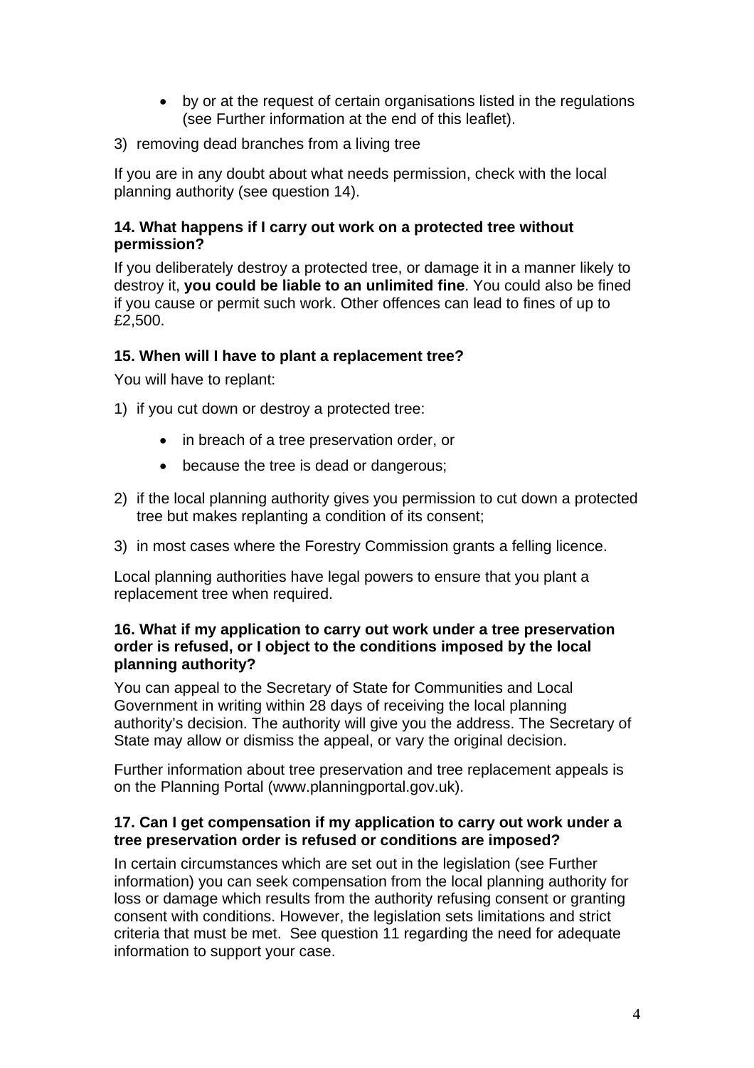- by or at the request of certain organisations listed in the regulations (see Further information at the end of this leaflet).

3) removing dead branches from a living tree

If you are in any doubt about what needs permission, check with the local planning authority (see question 14).

### 14. What happens if I carry out work on a protected tree without permission?

If you deliberately destroy a protected tree, or damage it in a manner likely to destroy it, **you could be liable to an unlimited fine**. You could also be fined if you cause or permit such work. Other offences can lead to fines of up to £2,500.

### 15. When will I have to plant a replacement tree?

You will have to replant:

1) if you cut down or destroy a protected tree:
   - in breach of a tree preservation order, or
   - because the tree is dead or dangerous;
2) if the local planning authority gives you permission to cut down a protected tree but makes replanting a condition of its consent;
3) in most cases where the Forestry Commission grants a felling licence.

Local planning authorities have legal powers to ensure that you plant a replacement tree when required.

### 16. What if my application to carry out work under a tree preservation order is refused, or I object to the conditions imposed by the local planning authority?

You can appeal to the Secretary of State for Communities and Local Government in writing within 28 days of receiving the local planning authority's decision. The authority will give you the address. The Secretary of State may allow or dismiss the appeal, or vary the original decision.

Further information about tree preservation and tree replacement appeals is on the Planning Portal (www.planningportal.gov.uk).

### 17. Can I get compensation if my application to carry out work under a tree preservation order is refused or conditions are imposed?

In certain circumstances which are set out in the legislation (see Further information) you can seek compensation from the local planning authority for loss or damage which results from the authority refusing consent or granting consent with conditions. However, the legislation sets limitations and strict criteria that must be met. See question 11 regarding the need for adequate information to support your case.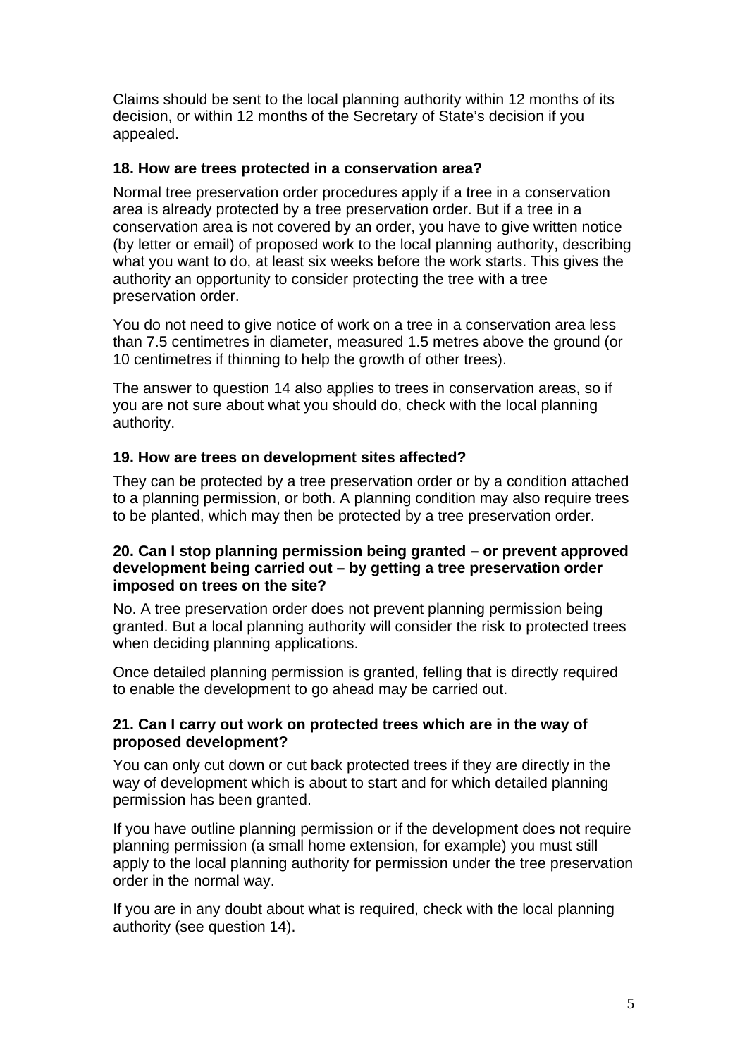Claims should be sent to the local planning authority within 12 months of its decision, or within 12 months of the Secretary of State's decision if you appealed.

### 18. How are trees protected in a conservation area?

Normal tree preservation order procedures apply if a tree in a conservation area is already protected by a tree preservation order. But if a tree in a conservation area is not covered by an order, you have to give written notice (by letter or email) of proposed work to the local planning authority, describing what you want to do, at least six weeks before the work starts. This gives the authority an opportunity to consider protecting the tree with a tree preservation order.

You do not need to give notice of work on a tree in a conservation area less than 7.5 centimetres in diameter, measured 1.5 metres above the ground (or 10 centimetres if thinning to help the growth of other trees).

The answer to question 14 also applies to trees in conservation areas, so if you are not sure about what you should do, check with the local planning authority.

### 19. How are trees on development sites affected?

They can be protected by a tree preservation order or by a condition attached to a planning permission, or both. A planning condition may also require trees to be planted, which may then be protected by a tree preservation order.

### 20. Can I stop planning permission being granted – or prevent approved development being carried out – by getting a tree preservation order imposed on trees on the site?

No. A tree preservation order does not prevent planning permission being granted. But a local planning authority will consider the risk to protected trees when deciding planning applications.

Once detailed planning permission is granted, felling that is directly required to enable the development to go ahead may be carried out.

### 21. Can I carry out work on protected trees which are in the way of proposed development?

You can only cut down or cut back protected trees if they are directly in the way of development which is about to start and for which detailed planning permission has been granted.

If you have outline planning permission or if the development does not require planning permission (a small home extension, for example) you must still apply to the local planning authority for permission under the tree preservation order in the normal way.

If you are in any doubt about what is required, check with the local planning authority (see question 14).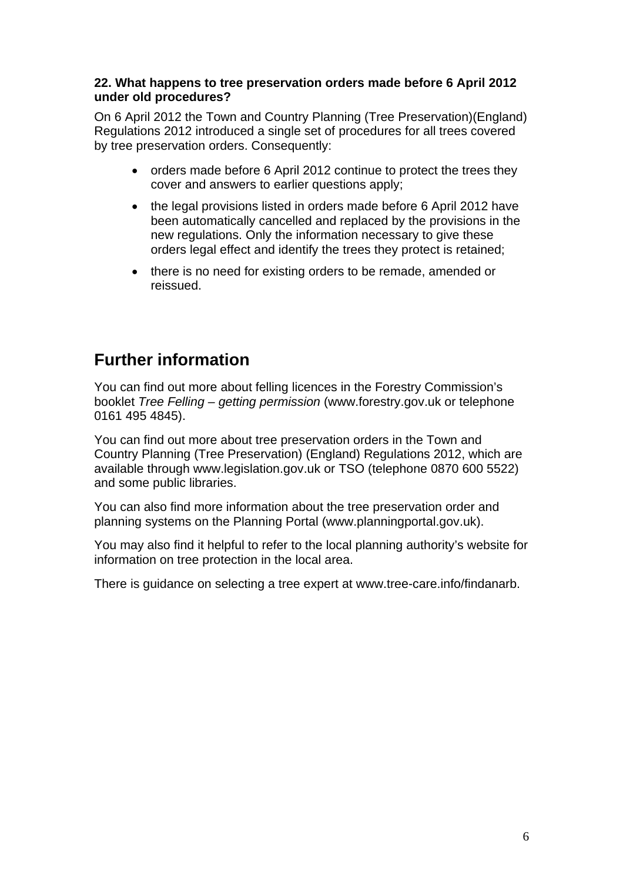**22. What happens to tree preservation orders made before 6 April 2012 under old procedures?**

On 6 April 2012 the Town and Country Planning (Tree Preservation)(England) Regulations 2012 introduced a single set of procedures for all trees covered by tree preservation orders. Consequently:

- orders made before 6 April 2012 continue to protect the trees they cover and answers to earlier questions apply;
- the legal provisions listed in orders made before 6 April 2012 have been automatically cancelled and replaced by the provisions in the new regulations. Only the information necessary to give these orders legal effect and identify the trees they protect is retained;
- there is no need for existing orders to be remade, amended or reissued.

## Further information

You can find out more about felling licences in the Forestry Commission's booklet *Tree Felling – getting permission* (www.forestry.gov.uk or telephone 0161 495 4845).

You can find out more about tree preservation orders in the Town and Country Planning (Tree Preservation) (England) Regulations 2012, which are available through www.legislation.gov.uk or TSO (telephone 0870 600 5522) and some public libraries.

You can also find more information about the tree preservation order and planning systems on the Planning Portal (www.planningportal.gov.uk).

You may also find it helpful to refer to the local planning authority's website for information on tree protection in the local area.

There is guidance on selecting a tree expert at www.tree-care.info/findanarb.